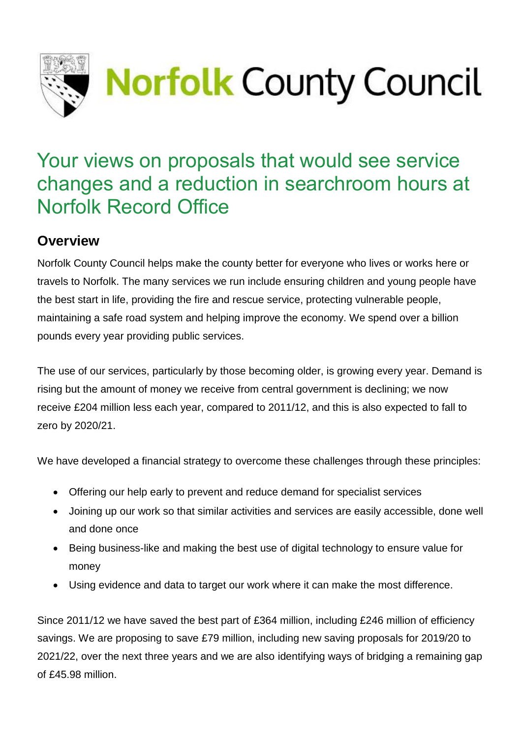Norfolk County Council

# Your views on proposals that would see service changes and a reduction in searchroom hours at Norfolk Record Office

## Overview

Norfolk County Council helps make the county better for everyone who lives or works here or travels to Norfolk. The many services we run include ensuring children and young people have the best start in life, providing the fire and rescue service, protecting vulnerable people, maintaining a safe road system and helping improve the economy. We spend over a billion pounds every year providing public services.

The use of our services, particularly by those becoming older, is growing every year. Demand is rising but the amount of money we receive from central government is declining; we now receive £204 million less each year, compared to 2011/12, and this is also expected to fall to zero by 2020/21.

We have developed a financial strategy to overcome these challenges through these principles:

- Offering our help early to prevent and reduce demand for specialist services
- Joining up our work so that similar activities and services are easily accessible, done well and done once
- Being business-like and making the best use of digital technology to ensure value for money
- Using evidence and data to target our work where it can make the most difference.

Since 2011/12 we have saved the best part of £364 million, including £246 million of efficiency savings. We are proposing to save £79 million, including new saving proposals for 2019/20 to 2021/22, over the next three years and we are also identifying ways of bridging a remaining gap of £45.98 million.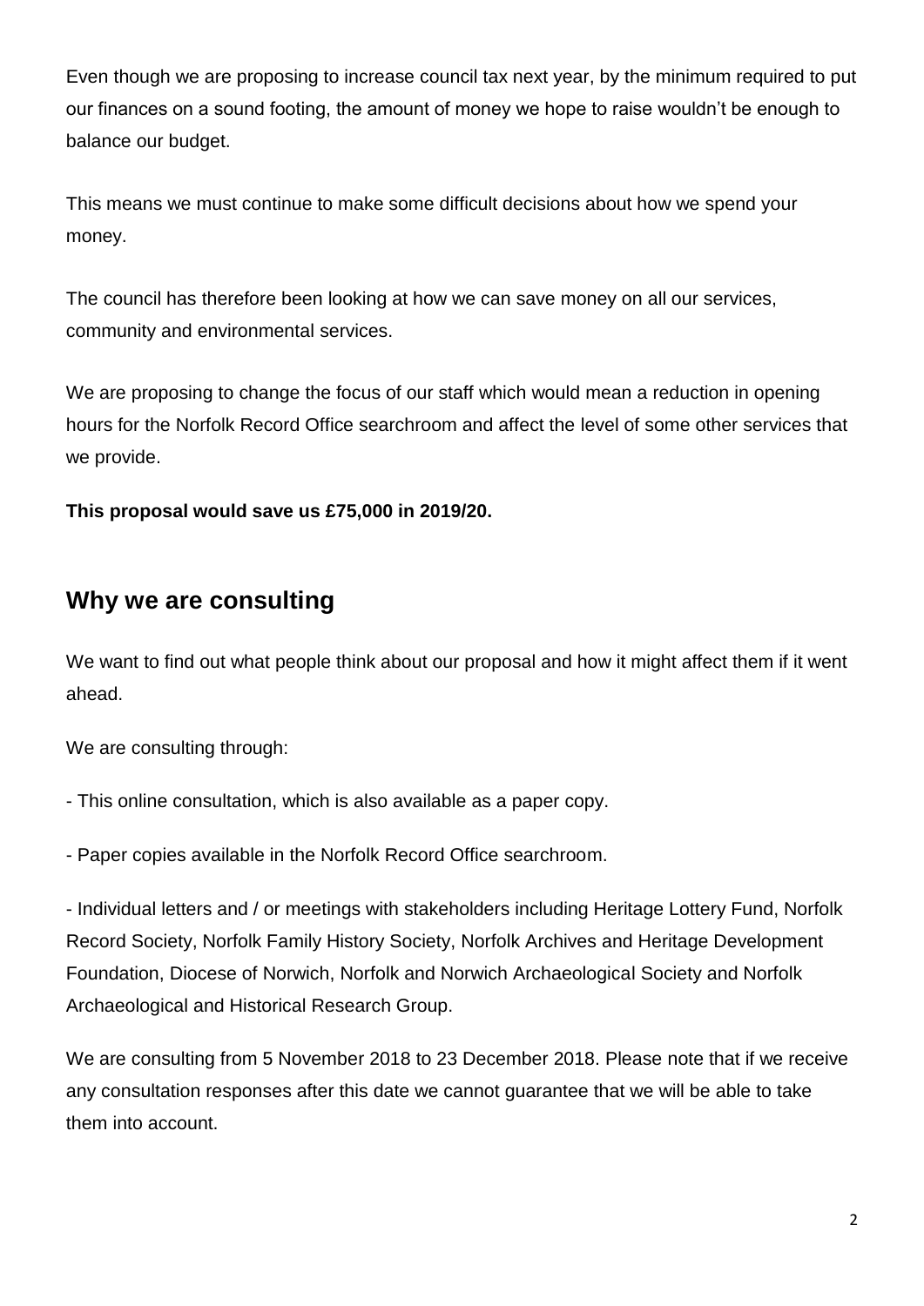Even though we are proposing to increase council tax next year, by the minimum required to put our finances on a sound footing, the amount of money we hope to raise wouldn't be enough to balance our budget.

This means we must continue to make some difficult decisions about how we spend your money.

The council has therefore been looking at how we can save money on all our services, community and environmental services.

We are proposing to change the focus of our staff which would mean a reduction in opening hours for the Norfolk Record Office searchroom and affect the level of some other services that we provide.

**This proposal would save us £75,000 in 2019/20.**

## Why we are consulting

We want to find out what people think about our proposal and how it might affect them if it went ahead.

We are consulting through:

- This online consultation, which is also available as a paper copy.

- Paper copies available in the Norfolk Record Office searchroom.

- Individual letters and / or meetings with stakeholders including Heritage Lottery Fund, Norfolk Record Society, Norfolk Family History Society, Norfolk Archives and Heritage Development Foundation, Diocese of Norwich, Norfolk and Norwich Archaeological Society and Norfolk Archaeological and Historical Research Group.

We are consulting from 5 November 2018 to 23 December 2018. Please note that if we receive any consultation responses after this date we cannot guarantee that we will be able to take them into account.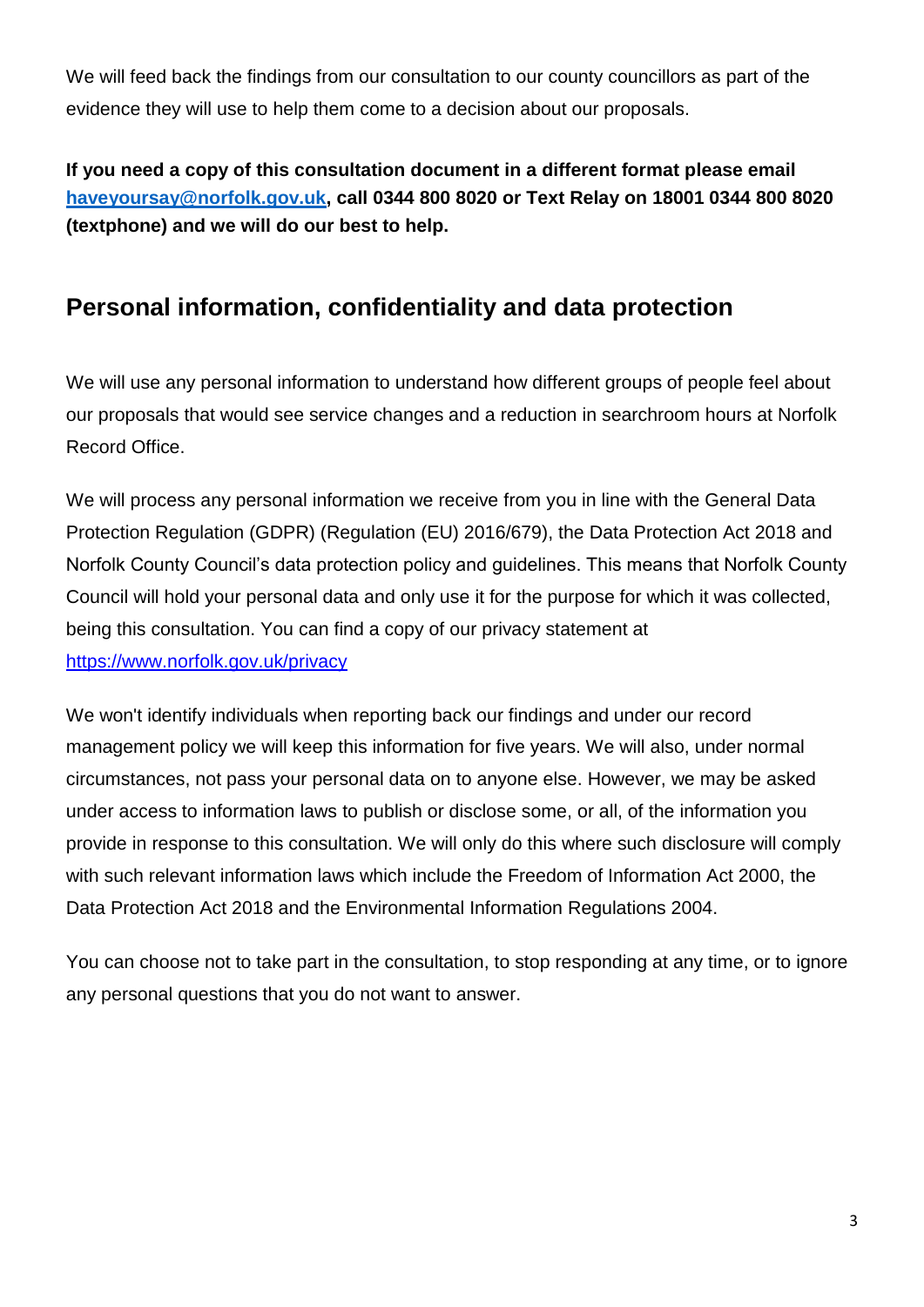We will feed back the findings from our consultation to our county councillors as part of the evidence they will use to help them come to a decision about our proposals.

**If you need a copy of this consultation document in a different format please email [haveyoursay@norfolk.gov.uk](mailto:haveyoursay@norfolk.gov.uk), call 0344 800 8020 or Text Relay on 18001 0344 800 8020 (textphone) and we will do our best to help.**

## Personal information, confidentiality and data protection

We will use any personal information to understand how different groups of people feel about our proposals that would see service changes and a reduction in searchroom hours at Norfolk Record Office.

We will process any personal information we receive from you in line with the General Data Protection Regulation (GDPR) (Regulation (EU) 2016/679), the Data Protection Act 2018 and Norfolk County Council's data protection policy and guidelines. This means that Norfolk County Council will hold your personal data and only use it for the purpose for which it was collected, being this consultation. You can find a copy of our privacy statement at [https://www.norfolk.gov.uk/privacy](https://www.norfolk.gov.uk/privacy)

We won't identify individuals when reporting back our findings and under our record management policy we will keep this information for five years. We will also, under normal circumstances, not pass your personal data on to anyone else. However, we may be asked under access to information laws to publish or disclose some, or all, of the information you provide in response to this consultation. We will only do this where such disclosure will comply with such relevant information laws which include the Freedom of Information Act 2000, the Data Protection Act 2018 and the Environmental Information Regulations 2004.

You can choose not to take part in the consultation, to stop responding at any time, or to ignore any personal questions that you do not want to answer.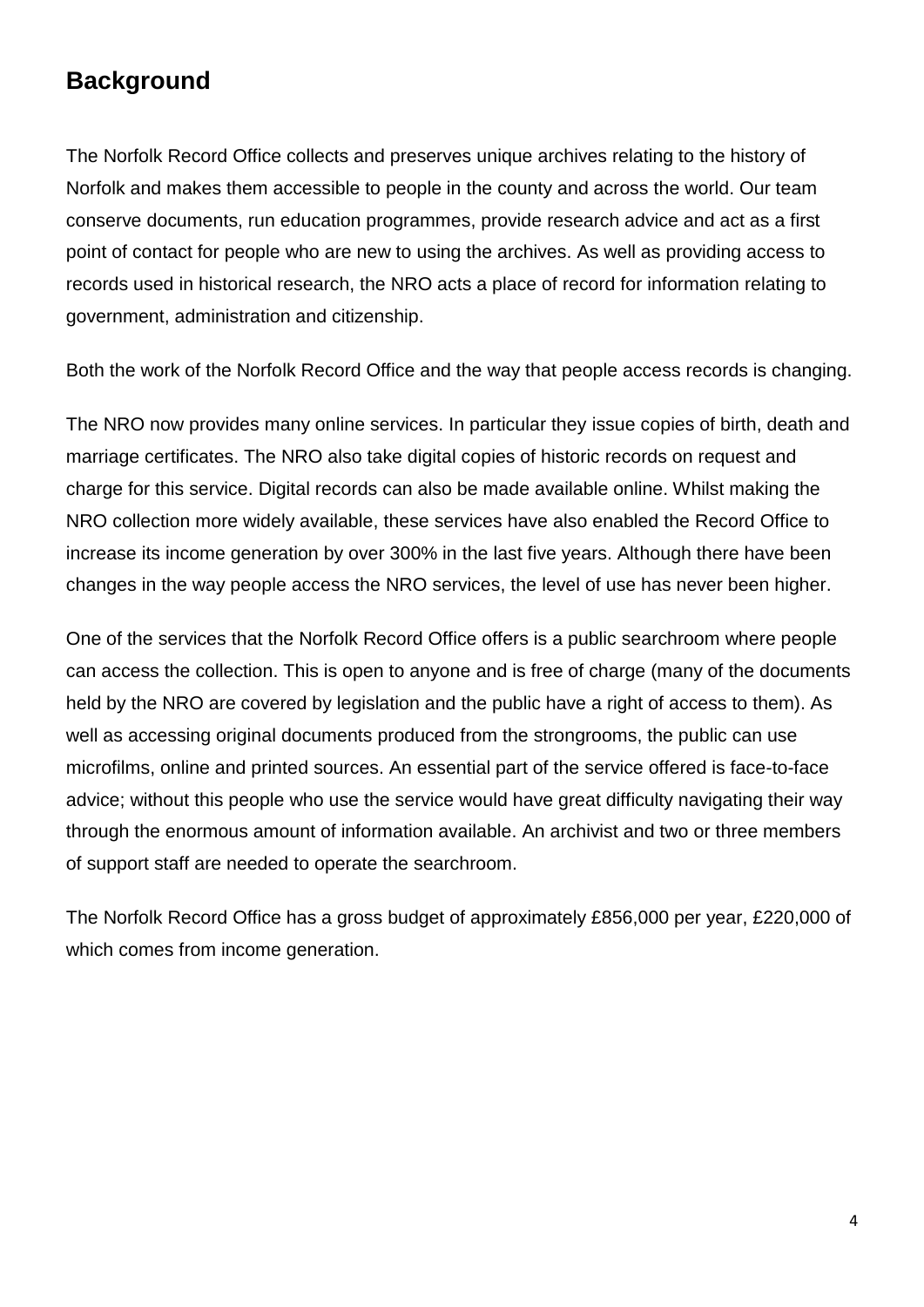## Background

The Norfolk Record Office collects and preserves unique archives relating to the history of Norfolk and makes them accessible to people in the county and across the world. Our team conserve documents, run education programmes, provide research advice and act as a first point of contact for people who are new to using the archives. As well as providing access to records used in historical research, the NRO acts a place of record for information relating to government, administration and citizenship.

Both the work of the Norfolk Record Office and the way that people access records is changing.

The NRO now provides many online services. In particular they issue copies of birth, death and marriage certificates. The NRO also take digital copies of historic records on request and charge for this service. Digital records can also be made available online. Whilst making the NRO collection more widely available, these services have also enabled the Record Office to increase its income generation by over 300% in the last five years. Although there have been changes in the way people access the NRO services, the level of use has never been higher.

One of the services that the Norfolk Record Office offers is a public searchroom where people can access the collection. This is open to anyone and is free of charge (many of the documents held by the NRO are covered by legislation and the public have a right of access to them). As well as accessing original documents produced from the strongrooms, the public can use microfilms, online and printed sources. An essential part of the service offered is face-to-face advice; without this people who use the service would have great difficulty navigating their way through the enormous amount of information available. An archivist and two or three members of support staff are needed to operate the searchroom.

The Norfolk Record Office has a gross budget of approximately £856,000 per year, £220,000 of which comes from income generation.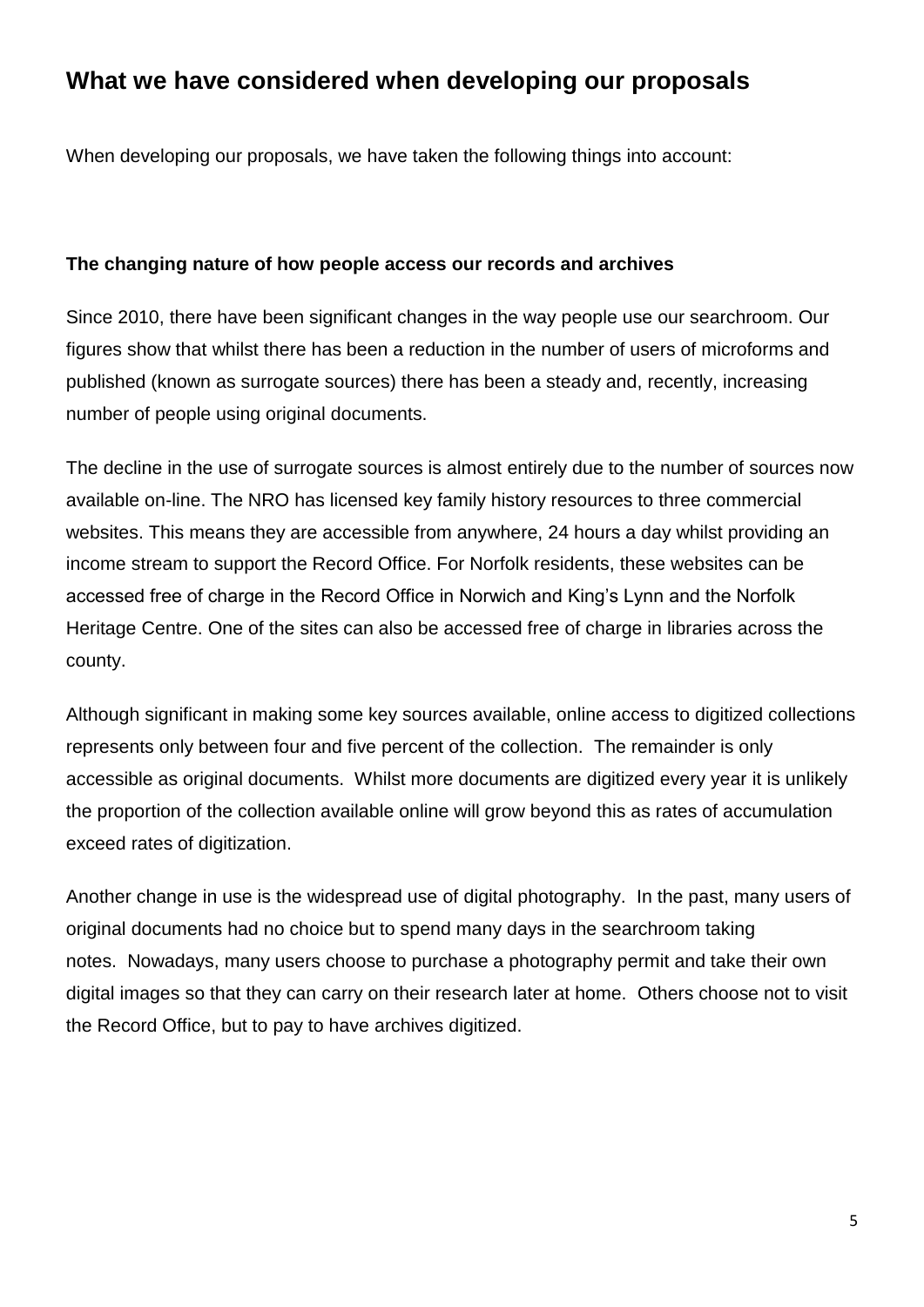## What we have considered when developing our proposals

When developing our proposals, we have taken the following things into account:

**The changing nature of how people access our records and archives**

Since 2010, there have been significant changes in the way people use our searchroom. Our figures show that whilst there has been a reduction in the number of users of microforms and published (known as surrogate sources) there has been a steady and, recently, increasing number of people using original documents.

The decline in the use of surrogate sources is almost entirely due to the number of sources now available on-line. The NRO has licensed key family history resources to three commercial websites. This means they are accessible from anywhere, 24 hours a day whilst providing an income stream to support the Record Office. For Norfolk residents, these websites can be accessed free of charge in the Record Office in Norwich and King's Lynn and the Norfolk Heritage Centre. One of the sites can also be accessed free of charge in libraries across the county.

Although significant in making some key sources available, online access to digitized collections represents only between four and five percent of the collection. The remainder is only accessible as original documents. Whilst more documents are digitized every year it is unlikely the proportion of the collection available online will grow beyond this as rates of accumulation exceed rates of digitization.

Another change in use is the widespread use of digital photography. In the past, many users of original documents had no choice but to spend many days in the searchroom taking notes. Nowadays, many users choose to purchase a photography permit and take their own digital images so that they can carry on their research later at home. Others choose not to visit the Record Office, but to pay to have archives digitized.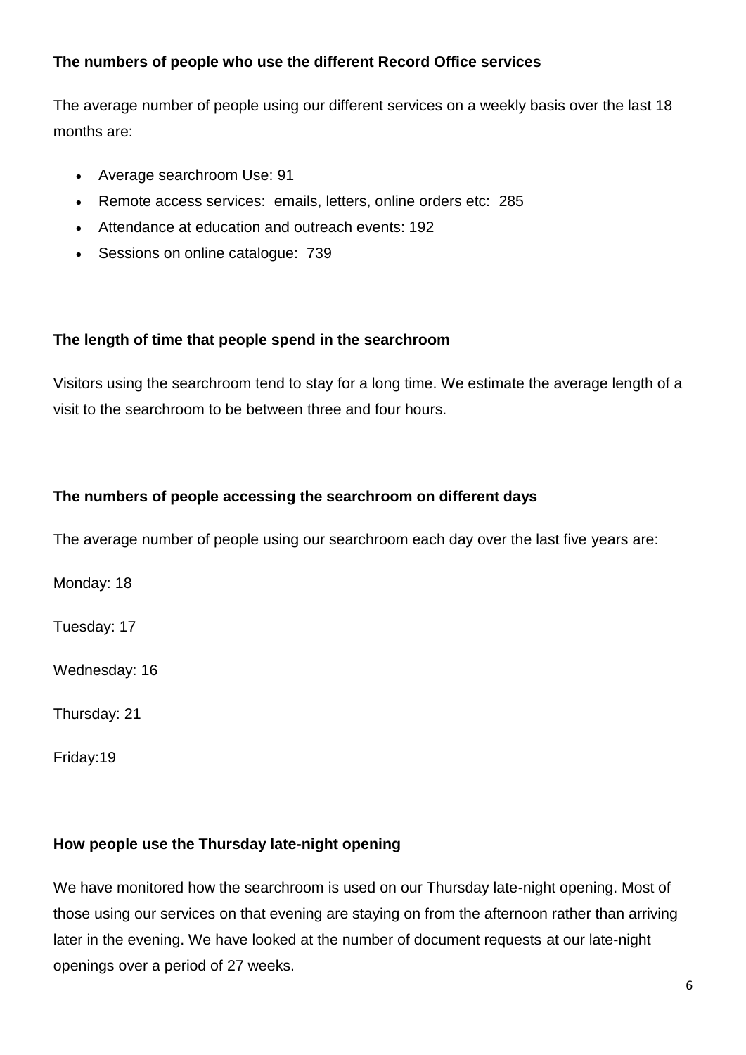### The numbers of people who use the different Record Office services

The average number of people using our different services on a weekly basis over the last 18 months are:

- Average searchroom Use: 91
- Remote access services: emails, letters, online orders etc: 285
- Attendance at education and outreach events: 192
- Sessions on online catalogue: 739

### The length of time that people spend in the searchroom

Visitors using the searchroom tend to stay for a long time. We estimate the average length of a visit to the searchroom to be between three and four hours.

### The numbers of people accessing the searchroom on different days

The average number of people using our searchroom each day over the last five years are:

Monday: 18

Tuesday: 17

Wednesday: 16

Thursday: 21

Friday:19

### How people use the Thursday late-night opening

We have monitored how the searchroom is used on our Thursday late-night opening. Most of those using our services on that evening are staying on from the afternoon rather than arriving later in the evening. We have looked at the number of document requests at our late-night openings over a period of 27 weeks.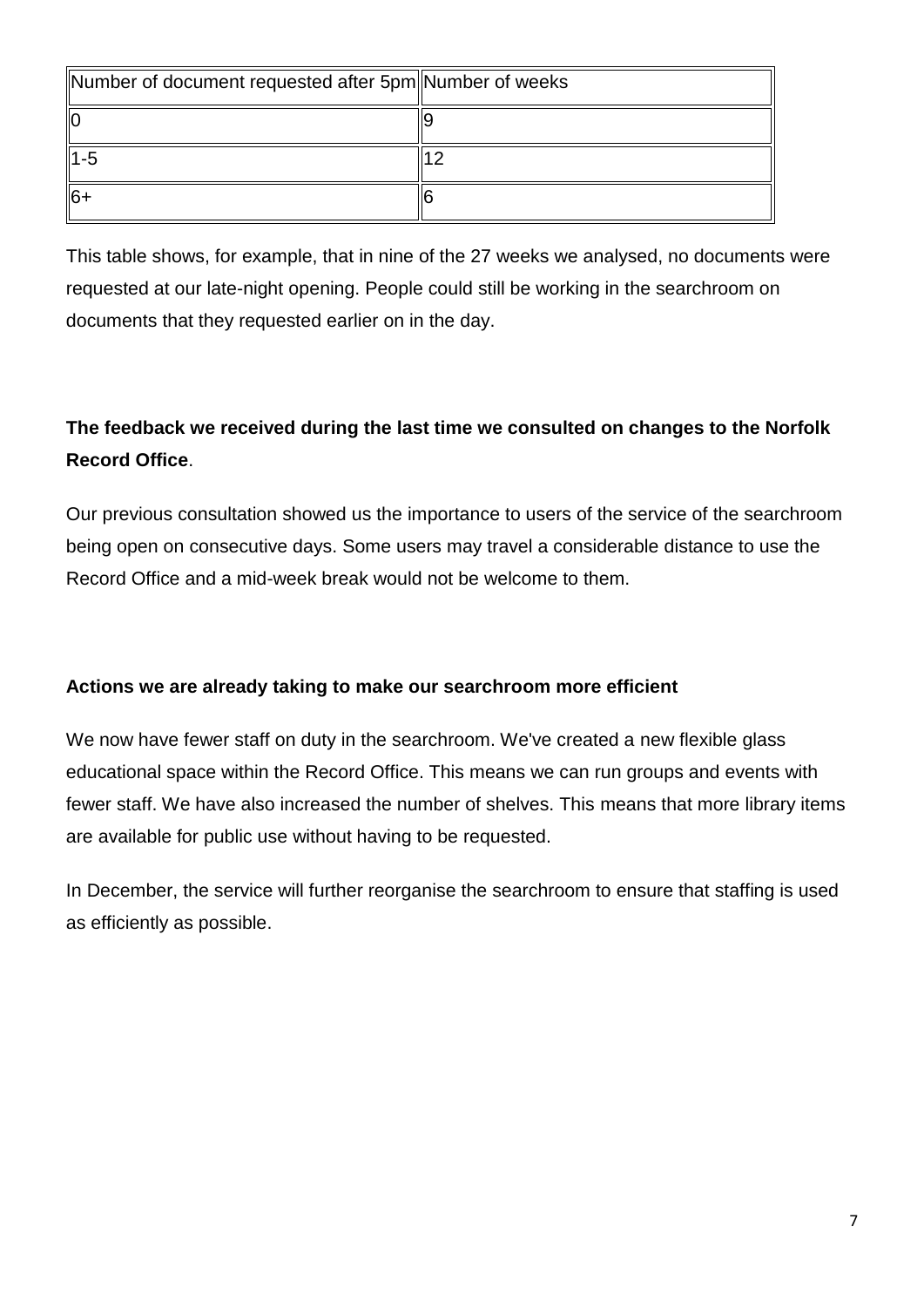| Number of document requested after 5pm | Number of weeks |
| --- | --- |
| 0 | 9 |
| 1-5 | 12 |
| 6+ | 6 |

This table shows, for example, that in nine of the 27 weeks we analysed, no documents were requested at our late-night opening. People could still be working in the searchroom on documents that they requested earlier on in the day.

**The feedback we received during the last time we consulted on changes to the Norfolk Record Office**.

Our previous consultation showed us the importance to users of the service of the searchroom being open on consecutive days. Some users may travel a considerable distance to use the Record Office and a mid-week break would not be welcome to them.

**Actions we are already taking to make our searchroom more efficient**

We now have fewer staff on duty in the searchroom. We've created a new flexible glass educational space within the Record Office. This means we can run groups and events with fewer staff. We have also increased the number of shelves. This means that more library items are available for public use without having to be requested.

In December, the service will further reorganise the searchroom to ensure that staffing is used as efficiently as possible.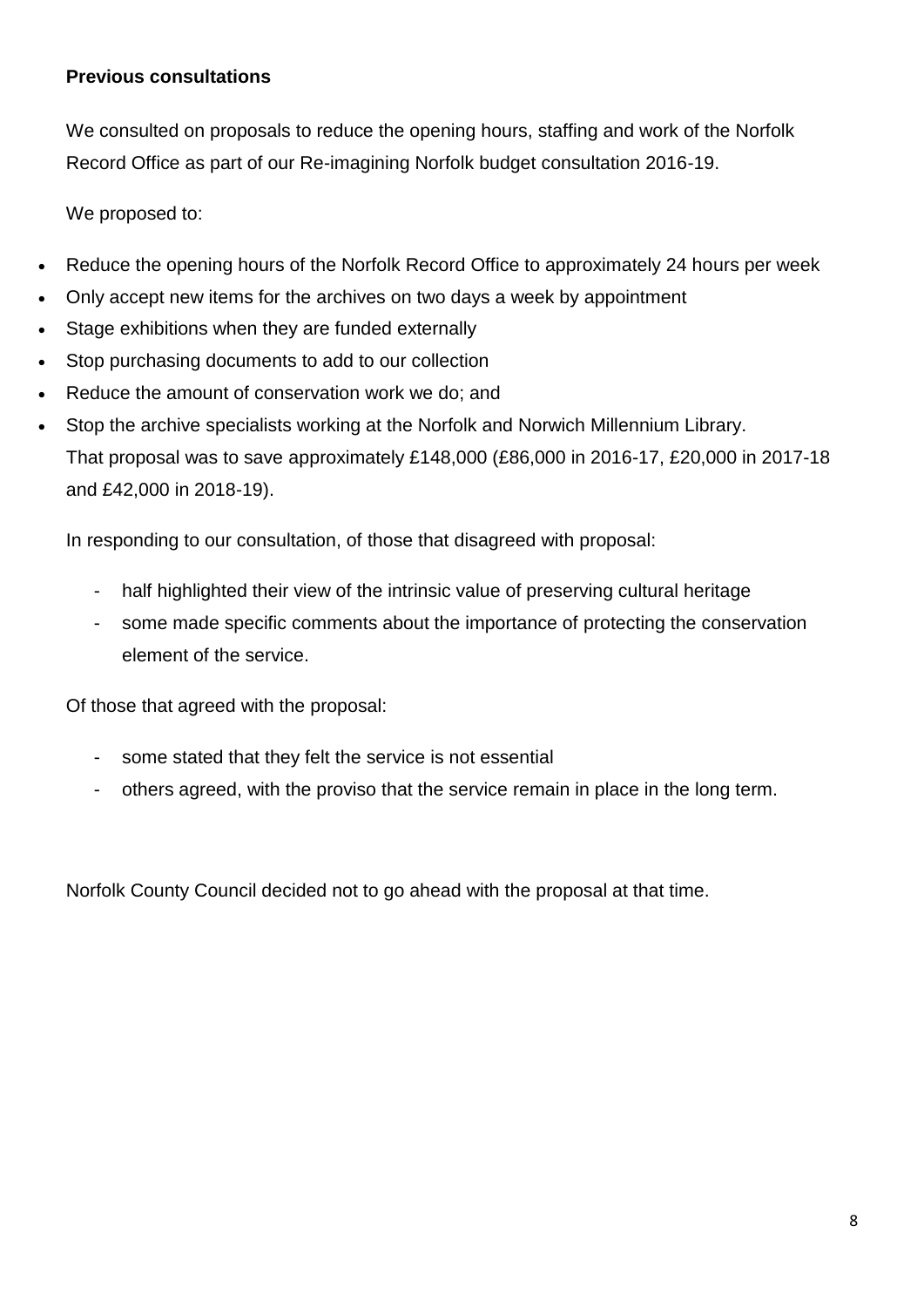**Previous consultations**

We consulted on proposals to reduce the opening hours, staffing and work of the Norfolk Record Office as part of our Re-imagining Norfolk budget consultation 2016-19.

We proposed to:

- Reduce the opening hours of the Norfolk Record Office to approximately 24 hours per week
- Only accept new items for the archives on two days a week by appointment
- Stage exhibitions when they are funded externally
- Stop purchasing documents to add to our collection
- Reduce the amount of conservation work we do; and
- Stop the archive specialists working at the Norfolk and Norwich Millennium Library.
  That proposal was to save approximately £148,000 (£86,000 in 2016-17, £20,000 in 2017-18 and £42,000 in 2018-19).

In responding to our consultation, of those that disagreed with proposal:

- half highlighted their view of the intrinsic value of preserving cultural heritage
- some made specific comments about the importance of protecting the conservation element of the service.

Of those that agreed with the proposal:

- some stated that they felt the service is not essential
- others agreed, with the proviso that the service remain in place in the long term.

Norfolk County Council decided not to go ahead with the proposal at that time.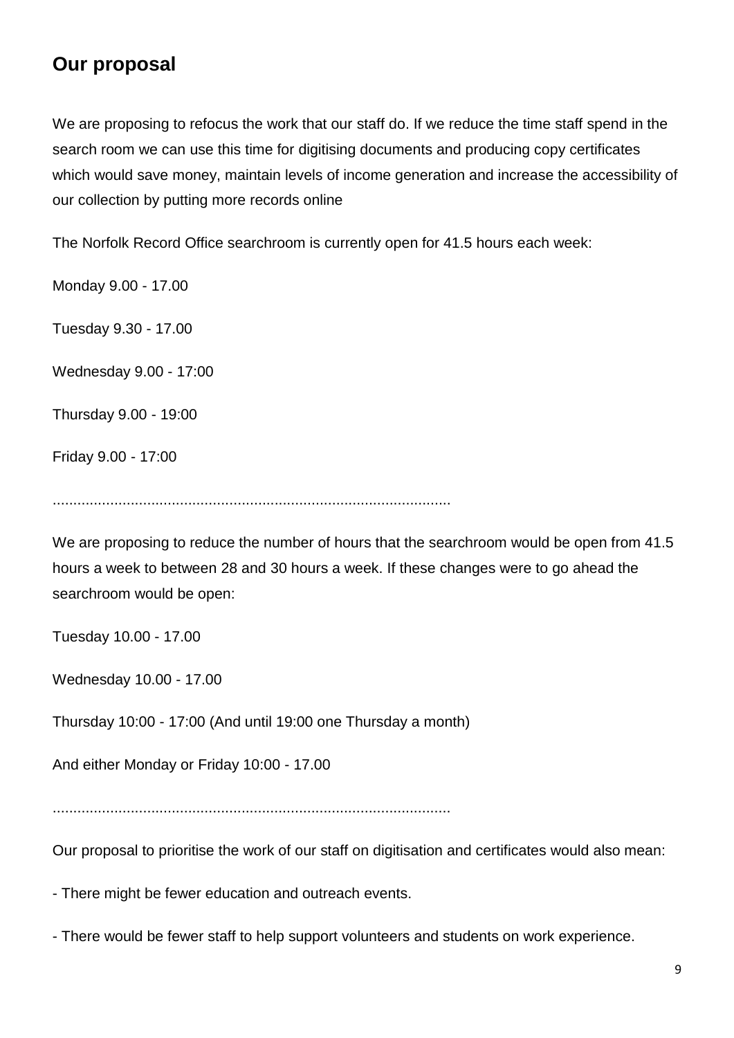## Our proposal

We are proposing to refocus the work that our staff do. If we reduce the time staff spend in the search room we can use this time for digitising documents and producing copy certificates which would save money, maintain levels of income generation and increase the accessibility of our collection by putting more records online

The Norfolk Record Office searchroom is currently open for 41.5 hours each week:

Monday 9.00 - 17.00

Tuesday 9.30 - 17.00

Wednesday 9.00 - 17:00

Thursday 9.00 - 19:00

Friday 9.00 - 17:00

................................................................................................

We are proposing to reduce the number of hours that the searchroom would be open from 41.5 hours a week to between 28 and 30 hours a week. If these changes were to go ahead the searchroom would be open:

Tuesday 10.00 - 17.00

Wednesday 10.00 - 17.00

Thursday 10:00 - 17:00 (And until 19:00 one Thursday a month)

And either Monday or Friday 10:00 - 17.00

................................................................................................

Our proposal to prioritise the work of our staff on digitisation and certificates would also mean:

- There might be fewer education and outreach events.

- There would be fewer staff to help support volunteers and students on work experience.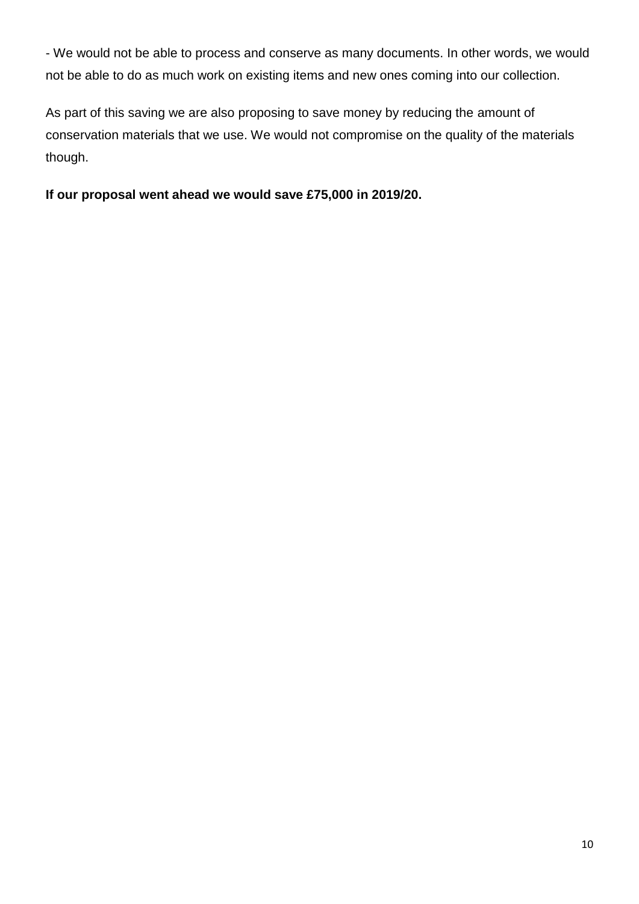- We would not be able to process and conserve as many documents. In other words, we would not be able to do as much work on existing items and new ones coming into our collection.

As part of this saving we are also proposing to save money by reducing the amount of conservation materials that we use. We would not compromise on the quality of the materials though.

**If our proposal went ahead we would save £75,000 in 2019/20.**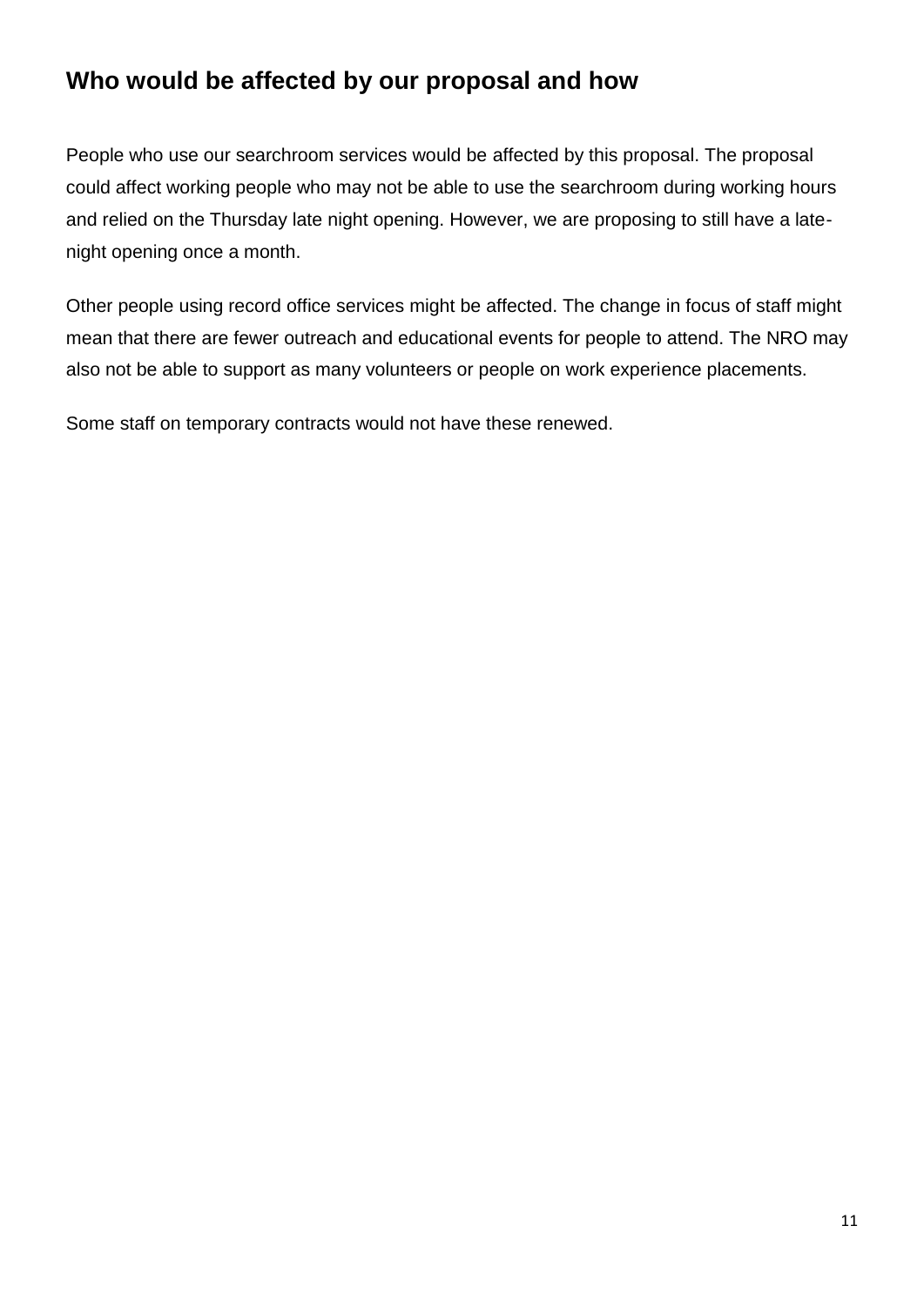## Who would be affected by our proposal and how

People who use our searchroom services would be affected by this proposal. The proposal could affect working people who may not be able to use the searchroom during working hours and relied on the Thursday late night opening. However, we are proposing to still have a late-night opening once a month.

Other people using record office services might be affected. The change in focus of staff might mean that there are fewer outreach and educational events for people to attend. The NRO may also not be able to support as many volunteers or people on work experience placements.

Some staff on temporary contracts would not have these renewed.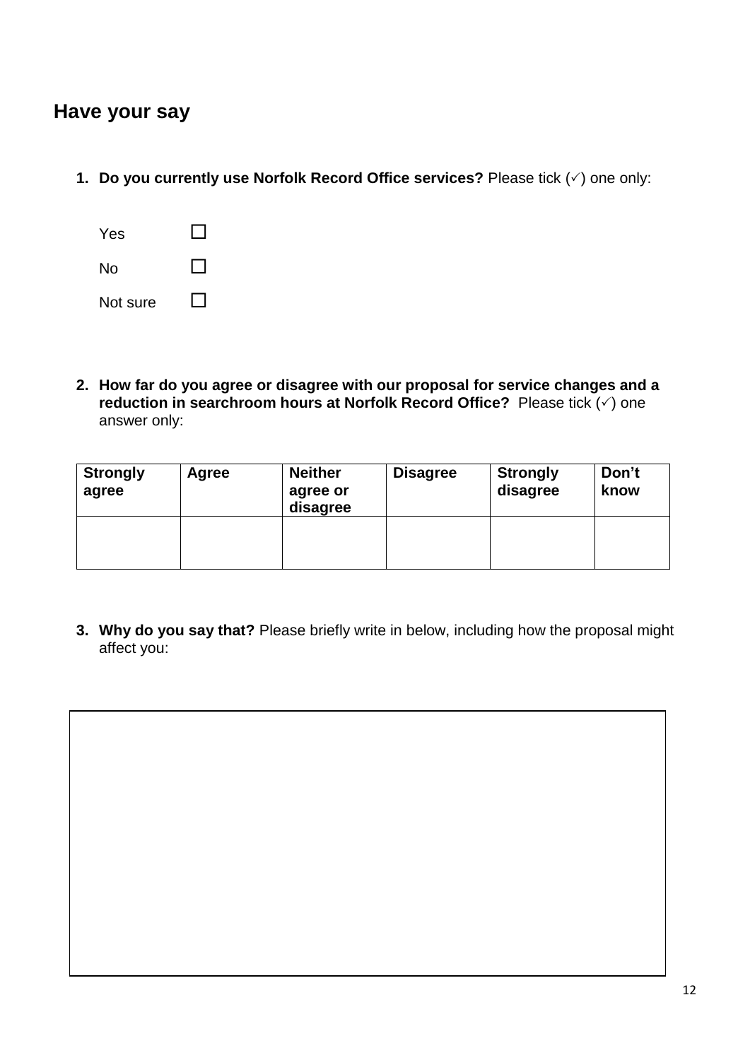## Have your say

1. **Do you currently use Norfolk Record Office services?** Please tick (✓) one only:

   Yes ☐

   No ☐

   Not sure ☐

2. **How far do you agree or disagree with our proposal for service changes and a reduction in searchroom hours at Norfolk Record Office?** Please tick (✓) one answer only:

| **Strongly agree** | **Agree** | **Neither agree or disagree** | **Disagree** | **Strongly disagree** | **Don't know** |
|---|---|---|---|---|---|
| | | | | | |

3. **Why do you say that?** Please briefly write in below, including how the proposal might affect you:

| |
|---|
| |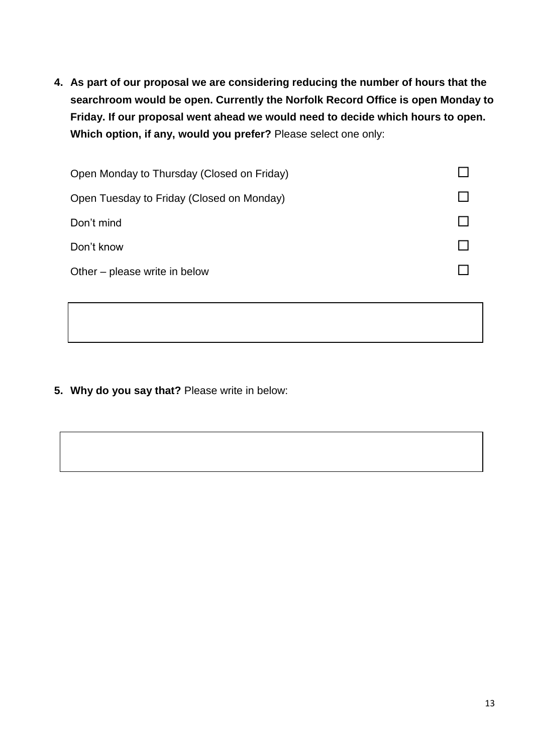4. **As part of our proposal we are considering reducing the number of hours that the searchroom would be open. Currently the Norfolk Record Office is open Monday to Friday. If our proposal went ahead we would need to decide which hours to open. Which option, if any, would you prefer?** Please select one only:

| | |
|---|---|
| Open Monday to Thursday (Closed on Friday) | ☐ |
| Open Tuesday to Friday (Closed on Monday) | ☐ |
| Don't mind | ☐ |
| Don't know | ☐ |
| Other – please write in below | ☐ |

5. **Why do you say that?** Please write in below: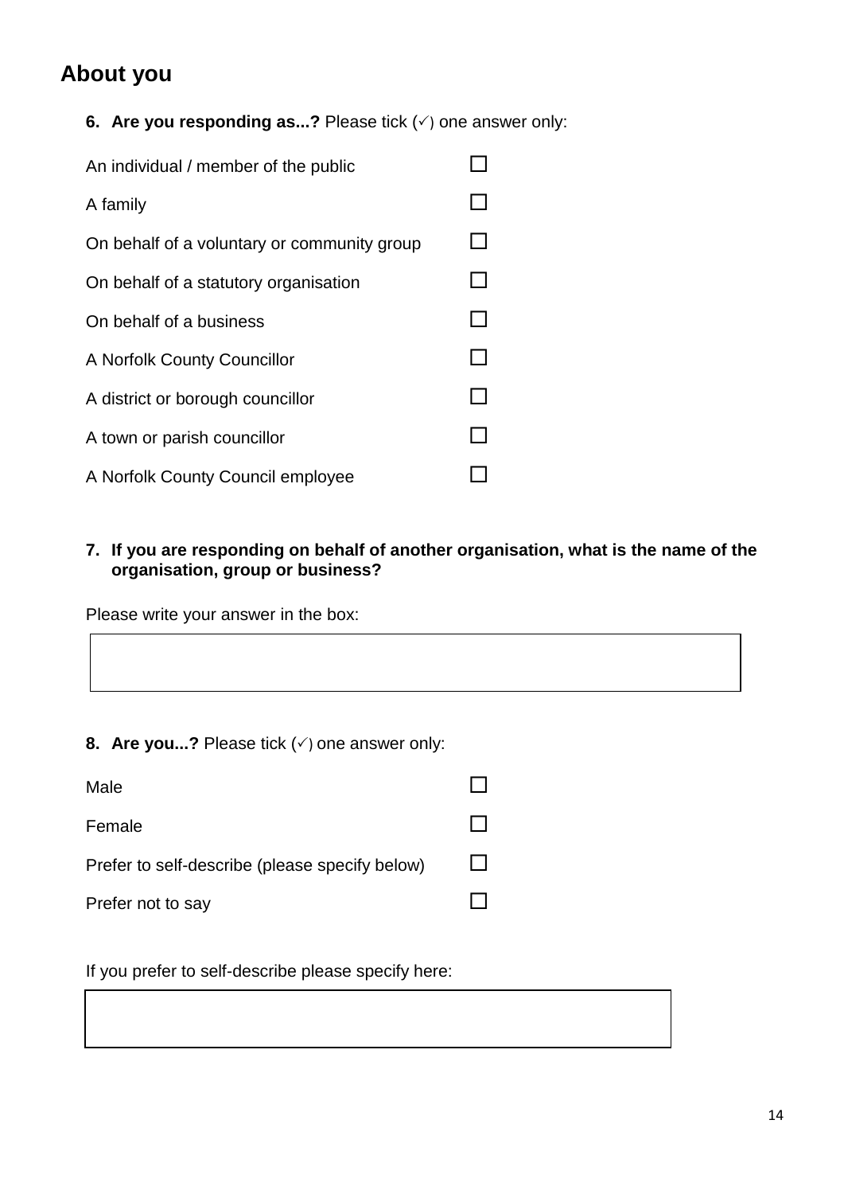## About you

6. **Are you responding as...?** Please tick (✓) one answer only:

| | |
|---|---|
| An individual / member of the public | ☐ |
| A family | ☐ |
| On behalf of a voluntary or community group | ☐ |
| On behalf of a statutory organisation | ☐ |
| On behalf of a business | ☐ |
| A Norfolk County Councillor | ☐ |
| A district or borough councillor | ☐ |
| A town or parish councillor | ☐ |
| A Norfolk County Council employee | ☐ |

7. **If you are responding on behalf of another organisation, what is the name of the organisation, group or business?**

Please write your answer in the box:

| |
|---|
| |

8. **Are you...?** Please tick (✓) one answer only:

| | |
|---|---|
| Male | ☐ |
| Female | ☐ |
| Prefer to self-describe (please specify below) | ☐ |
| Prefer not to say | ☐ |

If you prefer to self-describe please specify here:

| |
|---|
| |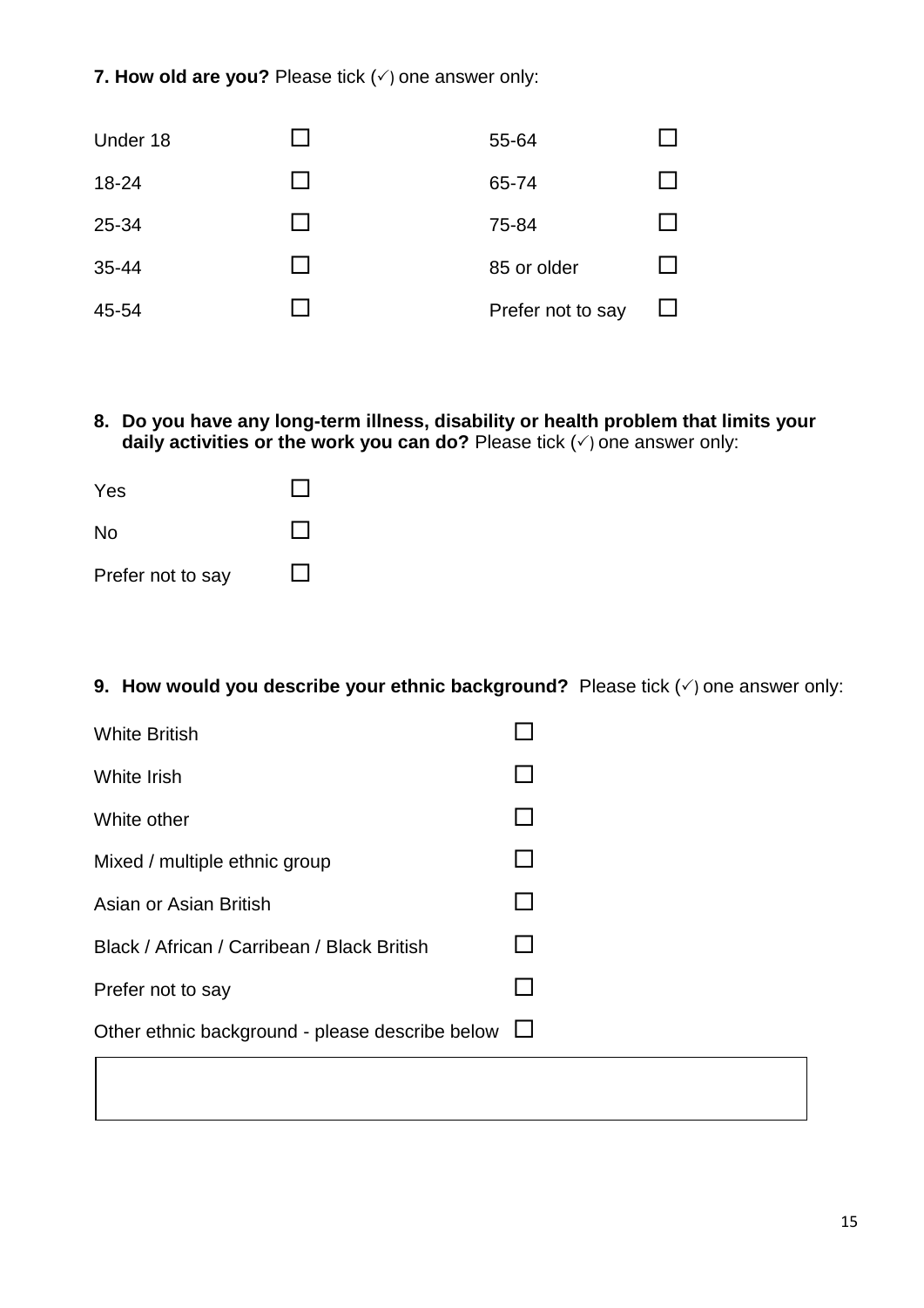**7. How old are you?** Please tick (✓) one answer only:

| | | | |
|---|---|---|---|
| Under 18 | ☐ | 55-64 | ☐ |
| 18-24 | ☐ | 65-74 | ☐ |
| 25-34 | ☐ | 75-84 | ☐ |
| 35-44 | ☐ | 85 or older | ☐ |
| 45-54 | ☐ | Prefer not to say | ☐ |

**8. Do you have any long-term illness, disability or health problem that limits your daily activities or the work you can do?** Please tick (✓) one answer only:

- Yes ☐
- No ☐
- Prefer not to say ☐

**9. How would you describe your ethnic background?** Please tick (✓) one answer only:

- White British ☐
- White Irish ☐
- White other ☐
- Mixed / multiple ethnic group ☐
- Asian or Asian British ☐
- Black / African / Carribean / Black British ☐
- Prefer not to say ☐
- Other ethnic background - please describe below ☐

| |
|---|
| |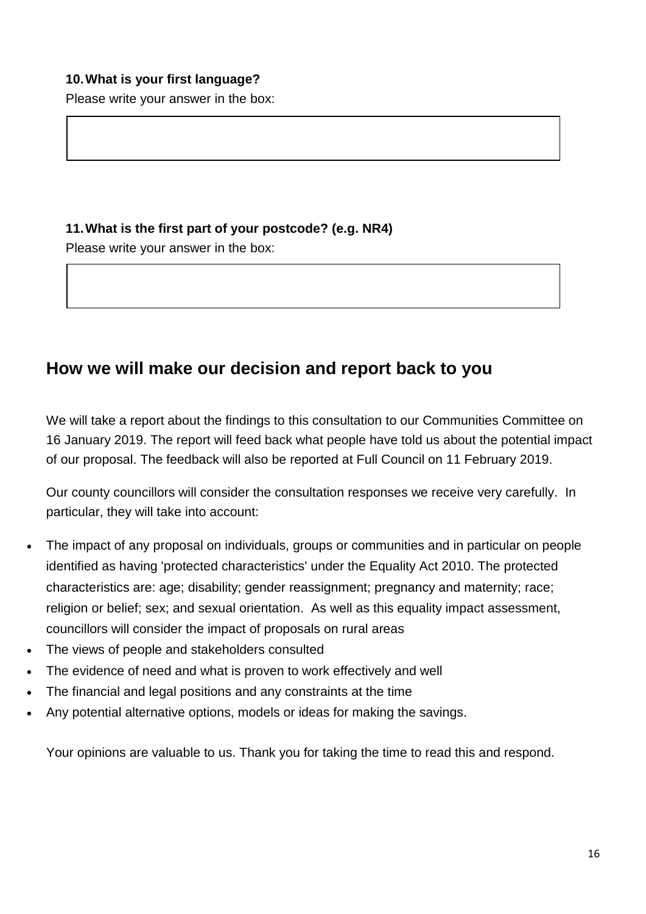**10. What is your first language?**

Please write your answer in the box:

**11. What is the first part of your postcode? (e.g. NR4)**

Please write your answer in the box:

## How we will make our decision and report back to you

We will take a report about the findings to this consultation to our Communities Committee on 16 January 2019. The report will feed back what people have told us about the potential impact of our proposal. The feedback will also be reported at Full Council on 11 February 2019.

Our county councillors will consider the consultation responses we receive very carefully. In particular, they will take into account:

- The impact of any proposal on individuals, groups or communities and in particular on people identified as having 'protected characteristics' under the Equality Act 2010. The protected characteristics are: age; disability; gender reassignment; pregnancy and maternity; race; religion or belief; sex; and sexual orientation. As well as this equality impact assessment, councillors will consider the impact of proposals on rural areas
- The views of people and stakeholders consulted
- The evidence of need and what is proven to work effectively and well
- The financial and legal positions and any constraints at the time
- Any potential alternative options, models or ideas for making the savings.

Your opinions are valuable to us. Thank you for taking the time to read this and respond.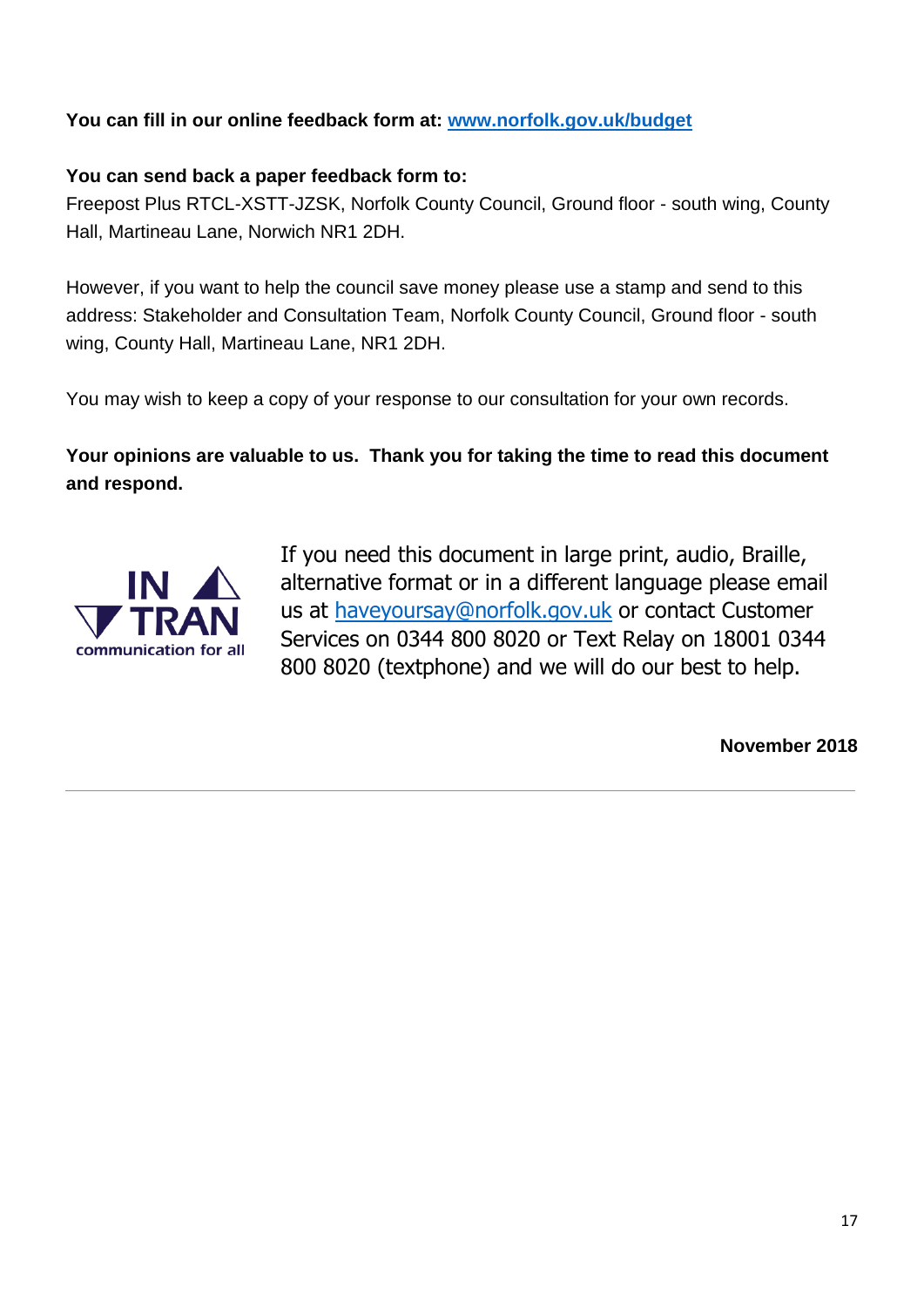**You can fill in our online feedback form at: [www.norfolk.gov.uk/budget](http://www.norfolk.gov.uk/budget)**

**You can send back a paper feedback form to:**
Freepost Plus RTCL-XSTT-JZSK, Norfolk County Council, Ground floor - south wing, County Hall, Martineau Lane, Norwich NR1 2DH.

However, if you want to help the council save money please use a stamp and send to this address: Stakeholder and Consultation Team, Norfolk County Council, Ground floor - south wing, County Hall, Martineau Lane, NR1 2DH.

You may wish to keep a copy of your response to our consultation for your own records.

**Your opinions are valuable to us. Thank you for taking the time to read this document and respond.**

IN TRAN communication for all

If you need this document in large print, audio, Braille, alternative format or in a different language please email us at haveyoursay@norfolk.gov.uk or contact Customer Services on 0344 800 8020 or Text Relay on 18001 0344 800 8020 (textphone) and we will do our best to help.

**November 2018**